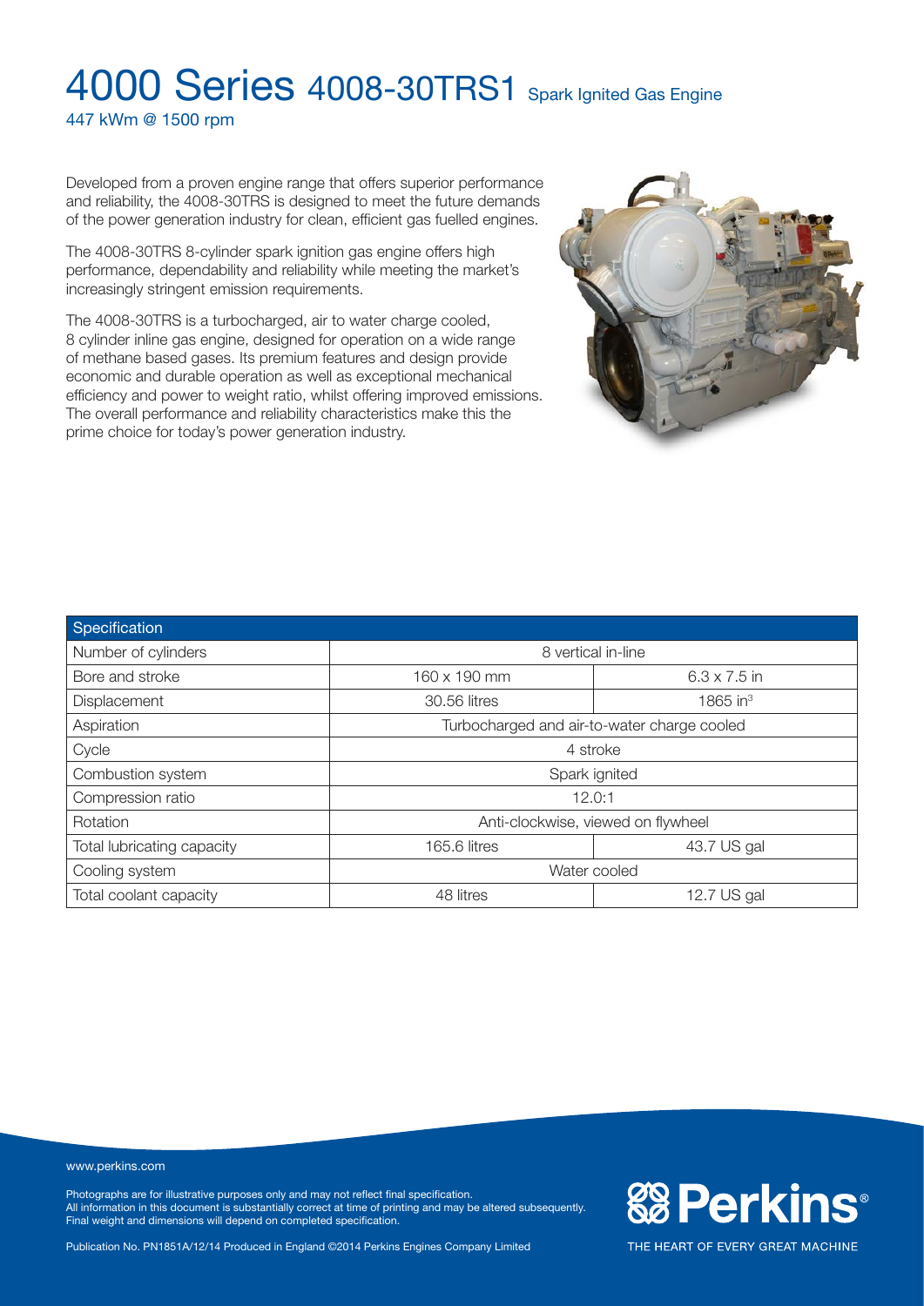# 4000 Series 4008-30TRS1 Spark Ignited Gas Engine

447 kWm @ 1500 rpm

Developed from a proven engine range that offers superior performance and reliability, the 4008-30TRS is designed to meet the future demands of the power generation industry for clean, efficient gas fuelled engines.

The 4008-30TRS 8-cylinder spark ignition gas engine offers high performance, dependability and reliability while meeting the market's increasingly stringent emission requirements.

The 4008-30TRS is a turbocharged, air to water charge cooled, 8 cylinder inline gas engine, designed for operation on a wide range of methane based gases. Its premium features and design provide economic and durable operation as well as exceptional mechanical efficiency and power to weight ratio, whilst offering improved emissions. The overall performance and reliability characteristics make this the prime choice for today's power generation industry.

| Specification | | |
|---|---|---|
| Number of cylinders | 8 vertical in-line | |
| Bore and stroke | 160 x 190 mm | 6.3 x 7.5 in |
| Displacement | 30.56 litres | 1865 $in^3$ |
| Aspiration | Turbocharged and air-to-water charge cooled | |
| Cycle | 4 stroke | |
| Combustion system | Spark ignited | |
| Compression ratio | 12.0:1 | |
| Rotation | Anti-clockwise, viewed on flywheel | |
| Total lubricating capacity | 165.6 litres | 43.7 US gal |
| Cooling system | Water cooled | |
| Total coolant capacity | 48 litres | 12.7 US gal |

www.perkins.com

Photographs are for illustrative purposes only and may not reflect final specification.
All information in this document is substantially correct at time of printing and may be altered subsequently.
Final weight and dimensions will depend on completed specification.

Publication No. PN1851A/12/14 Produced in England ©2014 Perkins Engines Company Limited

Perkins® THE HEART OF EVERY GREAT MACHINE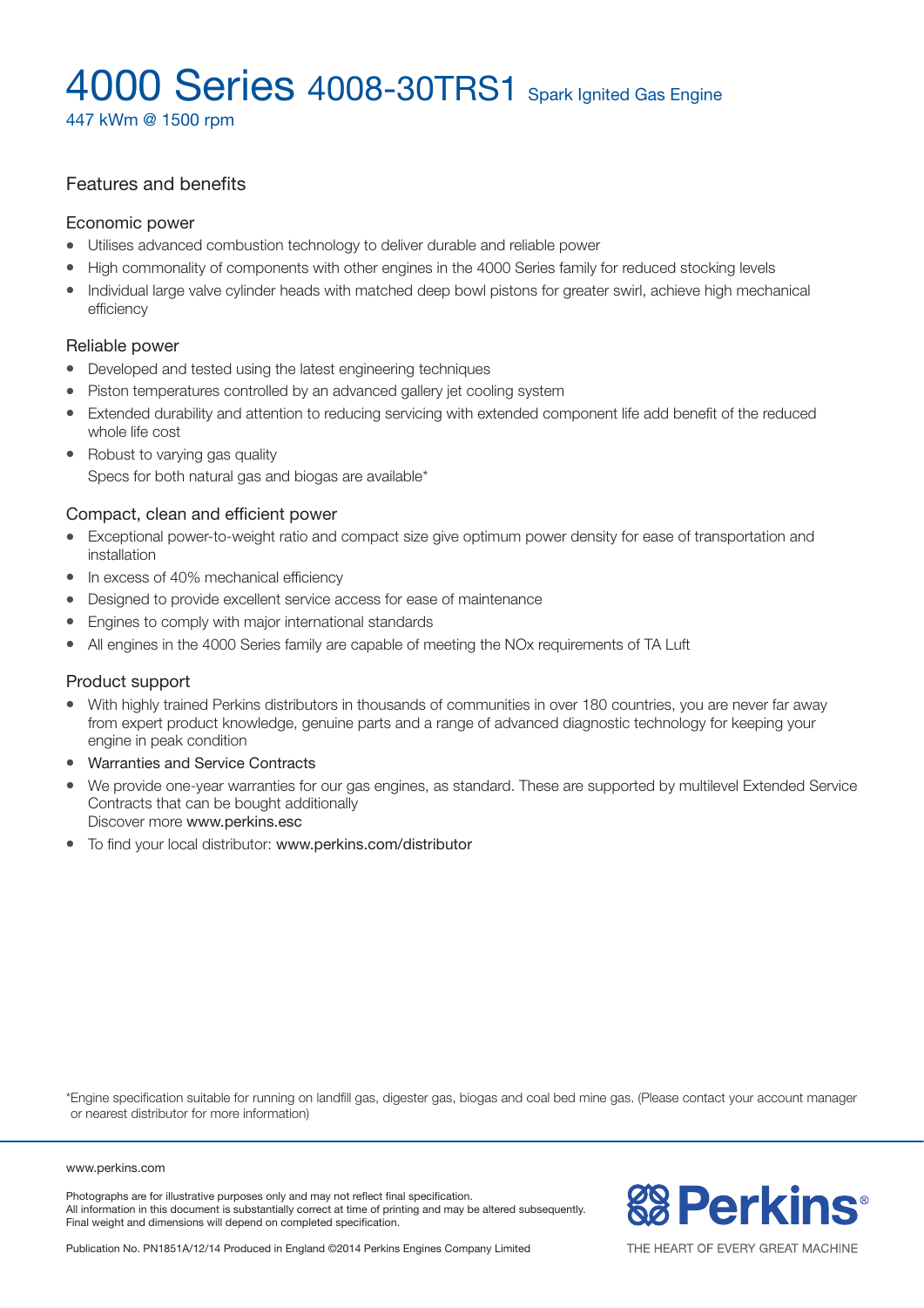# 4000 Series 4008-30TRS1 Spark Ignited Gas Engine

447 kWm @ 1500 rpm

## Features and benefits

### Economic power

- Utilises advanced combustion technology to deliver durable and reliable power
- High commonality of components with other engines in the 4000 Series family for reduced stocking levels
- Individual large valve cylinder heads with matched deep bowl pistons for greater swirl, achieve high mechanical efficiency

### Reliable power

- Developed and tested using the latest engineering techniques
- Piston temperatures controlled by an advanced gallery jet cooling system
- Extended durability and attention to reducing servicing with extended component life add benefit of the reduced whole life cost
- Robust to varying gas quality
  Specs for both natural gas and biogas are available*

### Compact, clean and efficient power

- Exceptional power-to-weight ratio and compact size give optimum power density for ease of transportation and installation
- In excess of 40% mechanical efficiency
- Designed to provide excellent service access for ease of maintenance
- Engines to comply with major international standards
- All engines in the 4000 Series family are capable of meeting the NOx requirements of TA Luft

### Product support

- With highly trained Perkins distributors in thousands of communities in over 180 countries, you are never far away from expert product knowledge, genuine parts and a range of advanced diagnostic technology for keeping your engine in peak condition
- Warranties and Service Contracts
- We provide one-year warranties for our gas engines, as standard. These are supported by multilevel Extended Service Contracts that can be bought additionally
  Discover more www.perkins.esc
- To find your local distributor: www.perkins.com/distributor

*Engine specification suitable for running on landfill gas, digester gas, biogas and coal bed mine gas. (Please contact your account manager or nearest distributor for more information)

www.perkins.com

Photographs are for illustrative purposes only and may not reflect final specification.
All information in this document is substantially correct at time of printing and may be altered subsequently.
Final weight and dimensions will depend on completed specification.

Publication No. PN1851A/12/14 Produced in England ©2014 Perkins Engines Company Limited

Perkins®

THE HEART OF EVERY GREAT MACHINE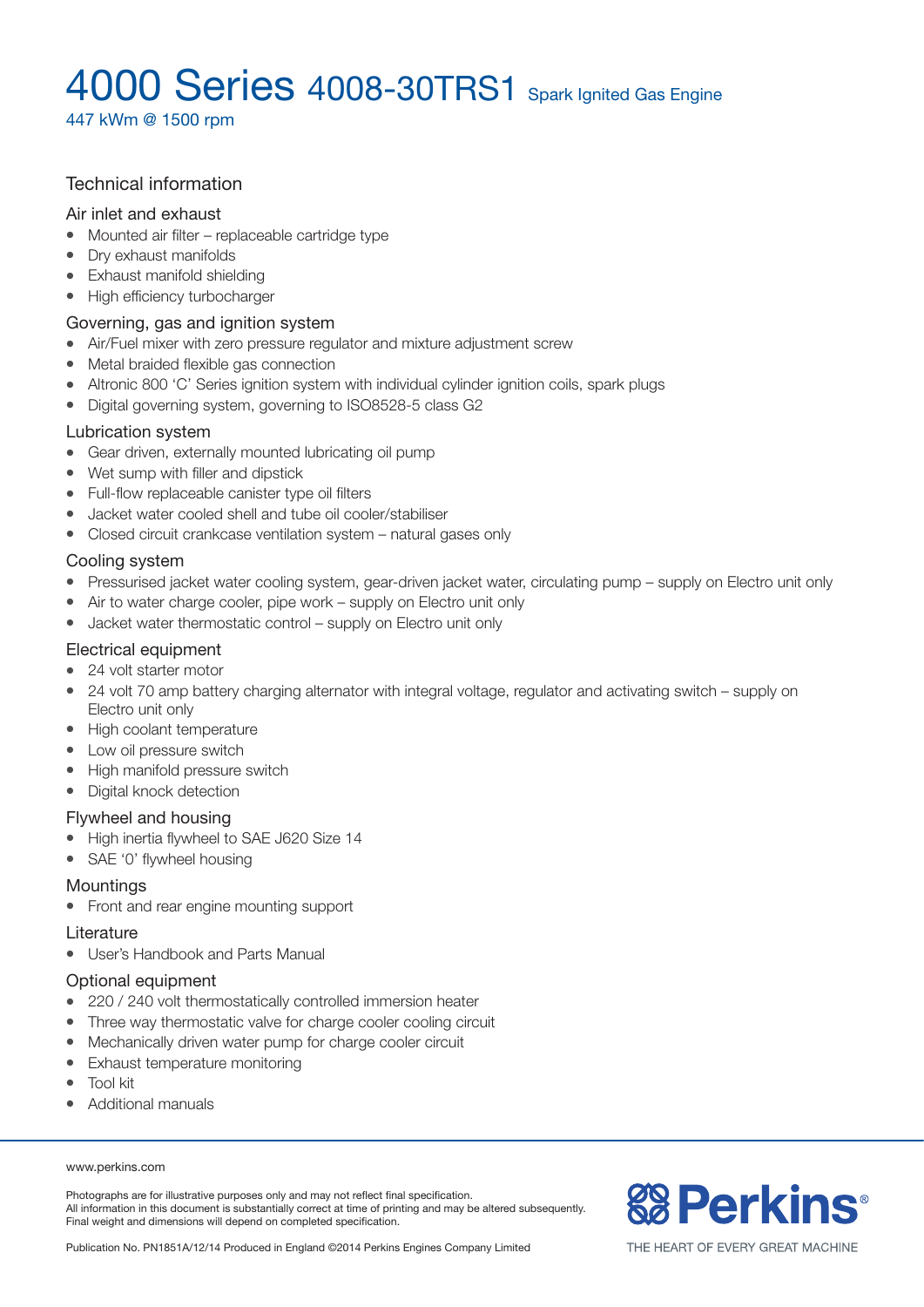# 4000 Series 4008-30TRS1 Spark Ignited Gas Engine

447 kWm @ 1500 rpm

## Technical information

### Air inlet and exhaust

- Mounted air filter – replaceable cartridge type
- Dry exhaust manifolds
- Exhaust manifold shielding
- High efficiency turbocharger

### Governing, gas and ignition system

- Air/Fuel mixer with zero pressure regulator and mixture adjustment screw
- Metal braided flexible gas connection
- Altronic 800 'C' Series ignition system with individual cylinder ignition coils, spark plugs
- Digital governing system, governing to ISO8528-5 class G2

### Lubrication system

- Gear driven, externally mounted lubricating oil pump
- Wet sump with filler and dipstick
- Full-flow replaceable canister type oil filters
- Jacket water cooled shell and tube oil cooler/stabiliser
- Closed circuit crankcase ventilation system – natural gases only

### Cooling system

- Pressurised jacket water cooling system, gear-driven jacket water, circulating pump – supply on Electro unit only
- Air to water charge cooler, pipe work – supply on Electro unit only
- Jacket water thermostatic control – supply on Electro unit only

### Electrical equipment

- 24 volt starter motor
- 24 volt 70 amp battery charging alternator with integral voltage, regulator and activating switch – supply on Electro unit only
- High coolant temperature
- Low oil pressure switch
- High manifold pressure switch
- Digital knock detection

### Flywheel and housing

- High inertia flywheel to SAE J620 Size 14
- SAE '0' flywheel housing

### Mountings

- Front and rear engine mounting support

### Literature

- User's Handbook and Parts Manual

### Optional equipment

- 220 / 240 volt thermostatically controlled immersion heater
- Three way thermostatic valve for charge cooler cooling circuit
- Mechanically driven water pump for charge cooler circuit
- Exhaust temperature monitoring
- Tool kit
- Additional manuals

www.perkins.com

Photographs are for illustrative purposes only and may not reflect final specification.
All information in this document is substantially correct at time of printing and may be altered subsequently.
Final weight and dimensions will depend on completed specification.

Publication No. PN1851A/12/14 Produced in England ©2014 Perkins Engines Company Limited

Perkins® THE HEART OF EVERY GREAT MACHINE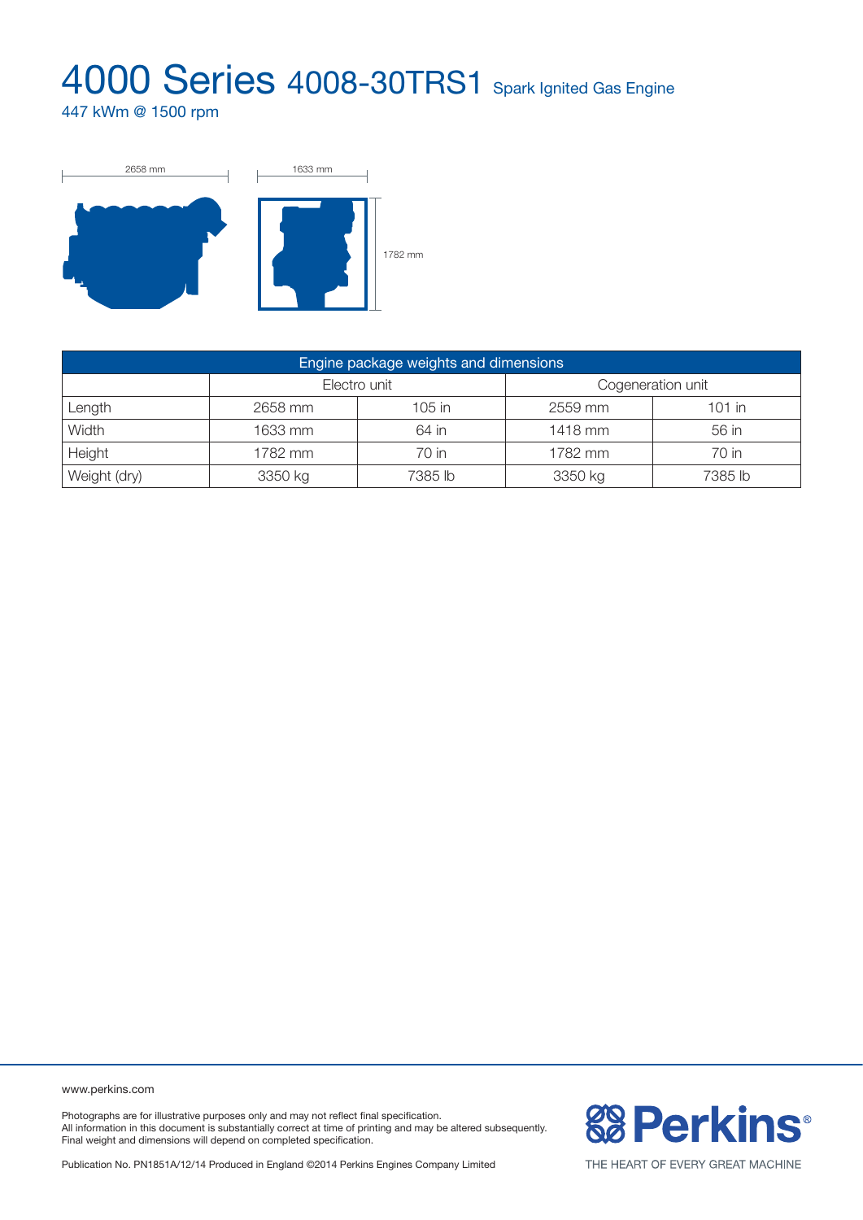# 4000 Series 4008-30TRS1 Spark Ignited Gas Engine

447 kWm @ 1500 rpm

2658 mm

1633 mm

1782 mm

| Engine package weights and dimensions | | | | |
|---|---|---|---|---|
| | Electro unit | | Cogeneration unit | |
| Length | 2658 mm | 105 in | 2559 mm | 101 in |
| Width | 1633 mm | 64 in | 1418 mm | 56 in |
| Height | 1782 mm | 70 in | 1782 mm | 70 in |
| Weight (dry) | 3350 kg | 7385 lb | 3350 kg | 7385 lb |

www.perkins.com

Photographs are for illustrative purposes only and may not reflect final specification.
All information in this document is substantially correct at time of printing and may be altered subsequently.
Final weight and dimensions will depend on completed specification.

Publication No. PN1851A/12/14 Produced in England ©2014 Perkins Engines Company Limited

Perkins® THE HEART OF EVERY GREAT MACHINE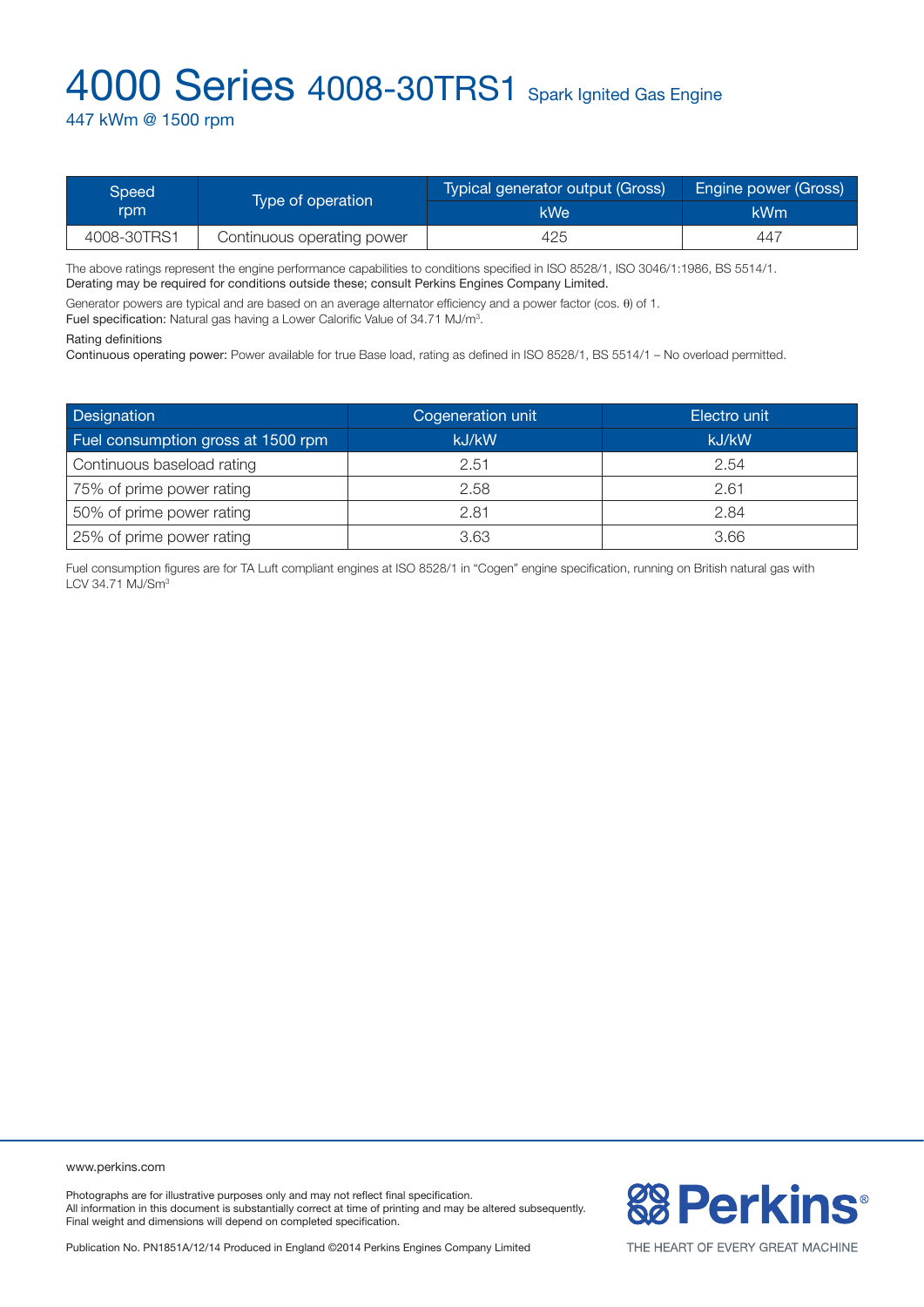# 4000 Series 4008-30TRS1 Spark Ignited Gas Engine

447 kWm @ 1500 rpm

| Speed rpm | Type of operation | Typical generator output (Gross) | Engine power (Gross) |
|---|---|---|---|
| | | kWe | kWm |
| 4008-30TRS1 | Continuous operating power | 425 | 447 |

The above ratings represent the engine performance capabilities to conditions specified in ISO 8528/1, ISO 3046/1:1986, BS 5514/1.
Derating may be required for conditions outside these; consult Perkins Engines Company Limited.

Generator powers are typical and are based on an average alternator efficiency and a power factor (cos. θ) of 1.
Fuel specification: Natural gas having a Lower Calorific Value of 34.71 MJ/m³.

Rating definitions
Continuous operating power: Power available for true Base load, rating as defined in ISO 8528/1, BS 5514/1 – No overload permitted.

| Designation | Cogeneration unit | Electro unit |
|---|---|---|
| Fuel consumption gross at 1500 rpm | kJ/kW | kJ/kW |
| Continuous baseload rating | 2.51 | 2.54 |
| 75% of prime power rating | 2.58 | 2.61 |
| 50% of prime power rating | 2.81 | 2.84 |
| 25% of prime power rating | 3.63 | 3.66 |

Fuel consumption figures are for TA Luft compliant engines at ISO 8528/1 in "Cogen" engine specification, running on British natural gas with LCV 34.71 MJ/Sm³

www.perkins.com

Photographs are for illustrative purposes only and may not reflect final specification.
All information in this document is substantially correct at time of printing and may be altered subsequently.
Final weight and dimensions will depend on completed specification.

Publication No. PN1851A/12/14 Produced in England ©2014 Perkins Engines Company Limited

Perkins®

THE HEART OF EVERY GREAT MACHINE